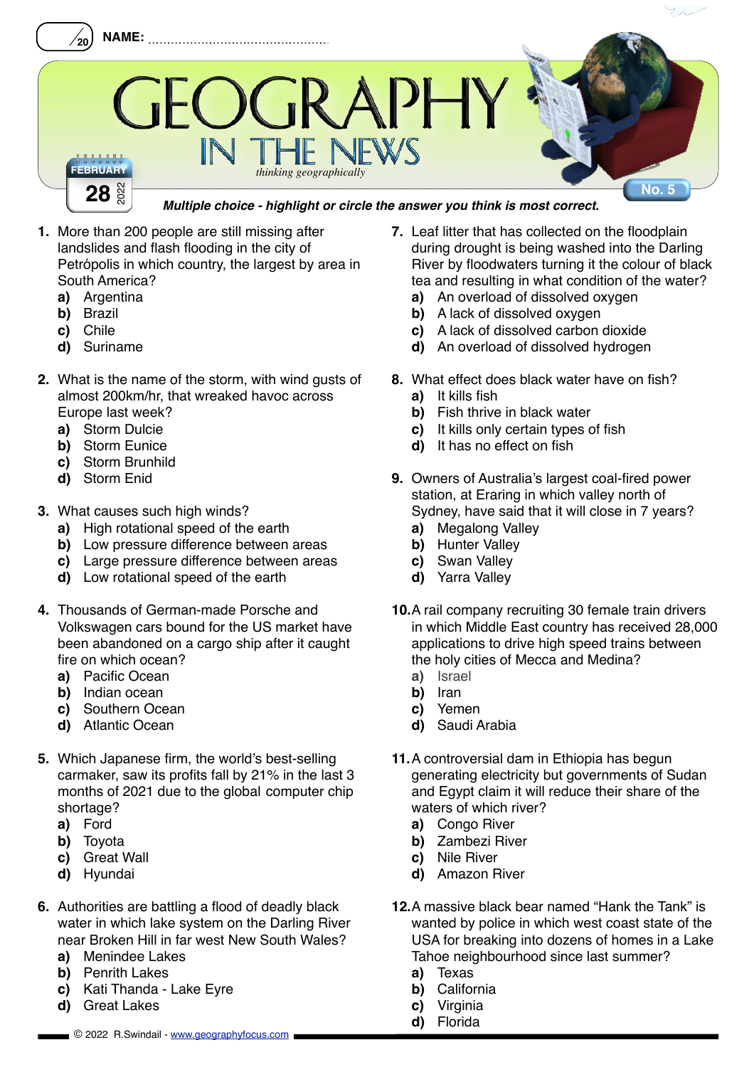/20 **NAME:** ..............................................

# GEOGRAPHY

## IN THE NEWS

*thinking geographically*

FEBRUARY 28 2022

No. 5

***Multiple choice - highlight or circle the answer you think is most correct.***

**1.** More than 200 people are still missing after landslides and flash flooding in the city of Petrópolis in which country, the largest by area in South America?
- **a)** Argentina
- **b)** Brazil
- **c)** Chile
- **d)** Suriname

**2.** What is the name of the storm, with wind gusts of almost 200km/hr, that wreaked havoc across Europe last week?
- **a)** Storm Dulcie
- **b)** Storm Eunice
- **c)** Storm Brunhild
- **d)** Storm Enid

**3.** What causes such high winds?
- **a)** High rotational speed of the earth
- **b)** Low pressure difference between areas
- **c)** Large pressure difference between areas
- **d)** Low rotational speed of the earth

**4.** Thousands of German-made Porsche and Volkswagen cars bound for the US market have been abandoned on a cargo ship after it caught fire on which ocean?
- **a)** Pacific Ocean
- **b)** Indian ocean
- **c)** Southern Ocean
- **d)** Atlantic Ocean

**5.** Which Japanese firm, the world's best-selling carmaker, saw its profits fall by 21% in the last 3 months of 2021 due to the global computer chip shortage?
- **a)** Ford
- **b)** Toyota
- **c)** Great Wall
- **d)** Hyundai

**6.** Authorities are battling a flood of deadly black water in which lake system on the Darling River near Broken Hill in far west New South Wales?
- **a)** Menindee Lakes
- **b)** Penrith Lakes
- **c)** Kati Thanda - Lake Eyre
- **d)** Great Lakes

**7.** Leaf litter that has collected on the floodplain during drought is being washed into the Darling River by floodwaters turning it the colour of black tea and resulting in what condition of the water?
- **a)** An overload of dissolved oxygen
- **b)** A lack of dissolved oxygen
- **c)** A lack of dissolved carbon dioxide
- **d)** An overload of dissolved hydrogen

**8.** What effect does black water have on fish?
- **a)** It kills fish
- **b)** Fish thrive in black water
- **c)** It kills only certain types of fish
- **d)** It has no effect on fish

**9.** Owners of Australia's largest coal-fired power station, at Eraring in which valley north of Sydney, have said that it will close in 7 years?
- **a)** Megalong Valley
- **b)** Hunter Valley
- **c)** Swan Valley
- **d)** Yarra Valley

**10.** A rail company recruiting 30 female train drivers in which Middle East country has received 28,000 applications to drive high speed trains between the holy cities of Mecca and Medina?
- **a)** Israel
- **b)** Iran
- **c)** Yemen
- **d)** Saudi Arabia

**11.** A controversial dam in Ethiopia has begun generating electricity but governments of Sudan and Egypt claim it will reduce their share of the waters of which river?
- **a)** Congo River
- **b)** Zambezi River
- **c)** Nile River
- **d)** Amazon River

**12.** A massive black bear named "Hank the Tank" is wanted by police in which west coast state of the USA for breaking into dozens of homes in a Lake Tahoe neighbourhood since last summer?
- **a)** Texas
- **b)** California
- **c)** Virginia
- **d)** Florida

© 2022 R.Swindail - www.geographyfocus.com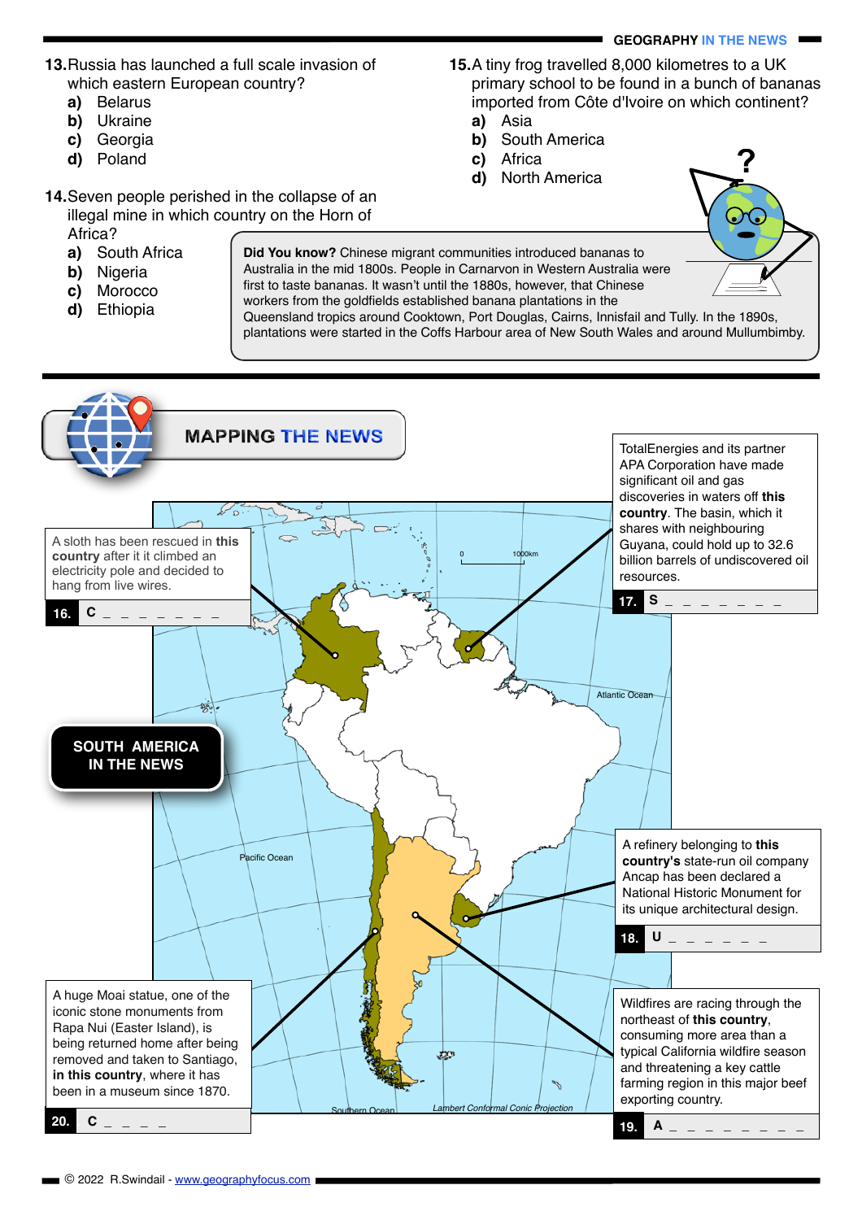**13.** Russia has launched a full scale invasion of which eastern European country?

- **a)** Belarus
- **b)** Ukraine
- **c)** Georgia
- **d)** Poland

**14.** Seven people perished in the collapse of an illegal mine in which country on the Horn of Africa?

- **a)** South Africa
- **b)** Nigeria
- **c)** Morocco
- **d)** Ethiopia

**15.** A tiny frog travelled 8,000 kilometres to a UK primary school to be found in a bunch of bananas imported from Côte d'Ivoire on which continent?

- **a)** Asia
- **b)** South America
- **c)** Africa
- **d)** North America

**Did You know?** Chinese migrant communities introduced bananas to Australia in the mid 1800s. People in Carnarvon in Western Australia were first to taste bananas. It wasn't until the 1880s, however, that Chinese workers from the goldfields established banana plantations in the Queensland tropics around Cooktown, Port Douglas, Cairns, Innisfail and Tully. In the 1890s, plantations were started in the Coffs Harbour area of New South Wales and around Mullumbimby.

## MAPPING THE NEWS

**SOUTH AMERICA IN THE NEWS**

Pacific Ocean

Atlantic Ocean

Southern Ocean

0 1000km

Lambert Conformal Conic Projection

A sloth has been rescued in **this country** after it it climbed an electricity pole and decided to hang from live wires.

**16.** C _ _ _ _ _ _ _

TotalEnergies and its partner APA Corporation have made significant oil and gas discoveries in waters off **this country**. The basin, which it shares with neighbouring Guyana, could hold up to 32.6 billion barrels of undiscovered oil resources.

**17.** S _ _ _ _ _ _ _

A refinery belonging to **this country's** state-run oil company Ancap has been declared a National Historic Monument for its unique architectural design.

**18.** U _ _ _ _ _ _

Wildfires are racing through the northeast of **this country**, consuming more area than a typical California wildfire season and threatening a key cattle farming region in this major beef exporting country.

**19.** A _ _ _ _ _ _ _ _

A huge Moai statue, one of the iconic stone monuments from Rapa Nui (Easter Island), is being returned home after being removed and taken to Santiago, **in this country**, where it has been in a museum since 1870.

**20.** C _ _ _ _